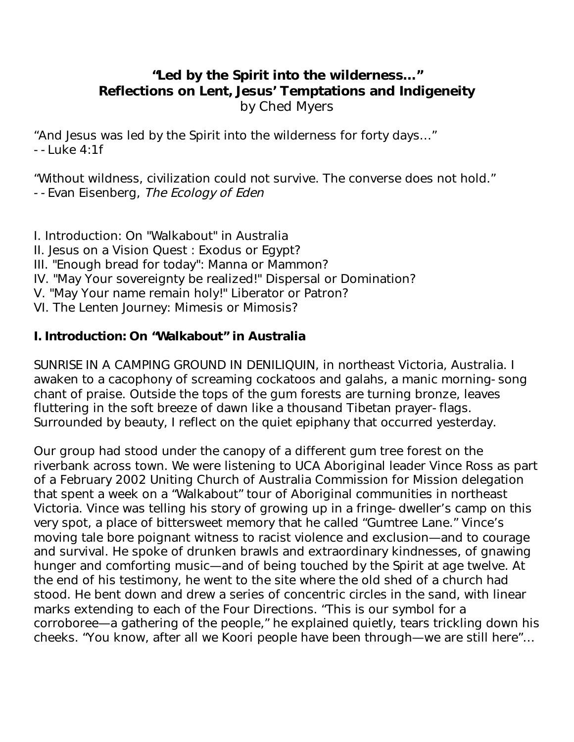# "Led by the Spirit into the wilderness…"
## Reflections on Lent, Jesus' Temptations and Indigeneity

by Ched Myers

"And Jesus was led by the Spirit into the wilderness for forty days…"
--Luke 4:1f

"Without wildness, civilization could not survive. The converse does not hold."
--Evan Eisenberg, *The Ecology of Eden*

I. Introduction: On "Walkabout" in Australia
II. Jesus on a Vision Quest : Exodus or Egypt?
III. "Enough bread for today": Manna or Mammon?
IV. "May Your sovereignty be realized!" Dispersal or Domination?
V. "May Your name remain holy!" Liberator or Patron?
VI. The Lenten Journey: Mimesis or Mimosis?

## I. Introduction: On "Walkabout" in Australia

SUNRISE IN A CAMPING GROUND IN DENILIQUIN, in northeast Victoria, Australia. I awaken to a cacophony of screaming cockatoos and galahs, a manic morning-song chant of praise. Outside the tops of the gum forests are turning bronze, leaves fluttering in the soft breeze of dawn like a thousand Tibetan prayer-flags. Surrounded by beauty, I reflect on the quiet epiphany that occurred yesterday.

Our group had stood under the canopy of a different gum tree forest on the riverbank across town. We were listening to UCA Aboriginal leader Vince Ross as part of a February 2002 Uniting Church of Australia Commission for Mission delegation that spent a week on a "Walkabout" tour of Aboriginal communities in northeast Victoria. Vince was telling his story of growing up in a fringe-dweller's camp on this very spot, a place of bittersweet memory that he called "Gumtree Lane." Vince's moving tale bore poignant witness to racist violence and exclusion—and to courage and survival. He spoke of drunken brawls and extraordinary kindnesses, of gnawing hunger and comforting music—and of being touched by the Spirit at age twelve. At the end of his testimony, he went to the site where the old shed of a church had stood. He bent down and drew a series of concentric circles in the sand, with linear marks extending to each of the Four Directions. "This is our symbol for a corroboree—a gathering of the people," he explained quietly, tears trickling down his cheeks. "You know, after all we Koori people have been through—we are still here"…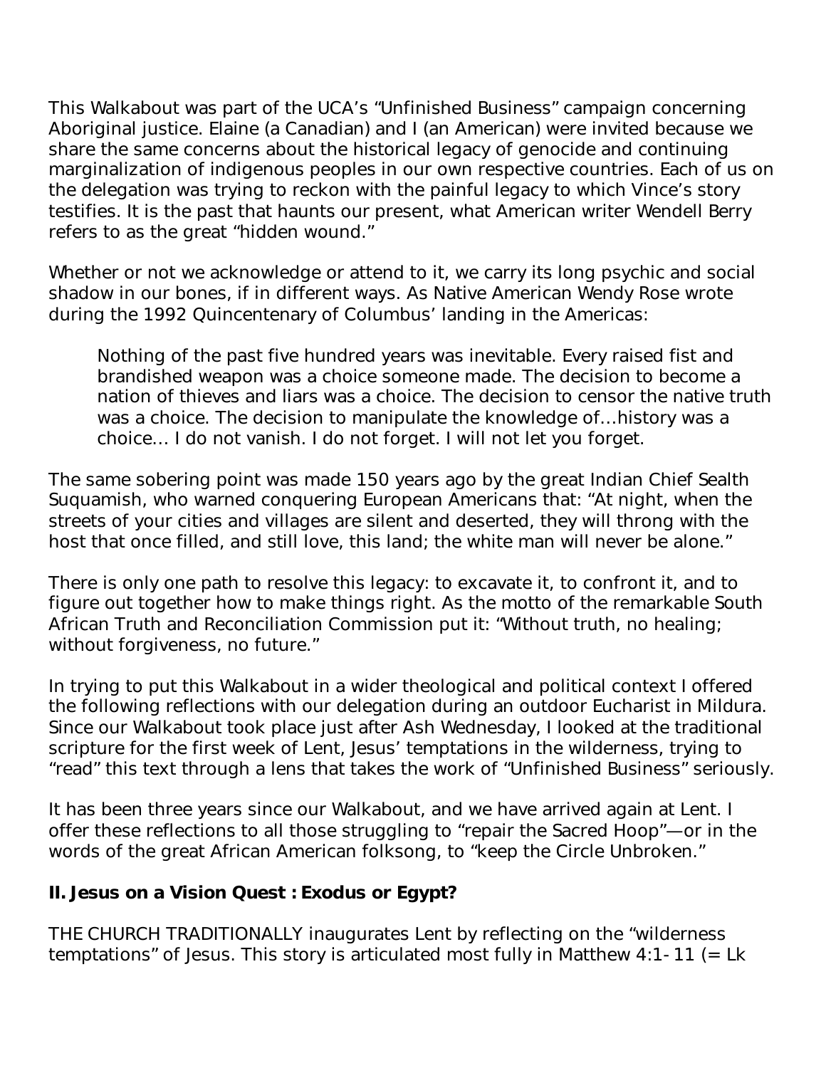This Walkabout was part of the UCA's "Unfinished Business" campaign concerning Aboriginal justice. Elaine (a Canadian) and I (an American) were invited because we share the same concerns about the historical legacy of genocide and continuing marginalization of indigenous peoples in our own respective countries. Each of us on the delegation was trying to reckon with the painful legacy to which Vince's story testifies. It is the past that haunts our present, what American writer Wendell Berry refers to as the great "hidden wound."

Whether or not we acknowledge or attend to it, we carry its long psychic and social shadow in our bones, if in different ways. As Native American Wendy Rose wrote during the 1992 Quincentenary of Columbus' landing in the Americas:

> Nothing of the past five hundred years was inevitable. Every raised fist and brandished weapon was a choice someone made. The decision to become a nation of thieves and liars was a choice. The decision to censor the native truth was a choice. The decision to manipulate the knowledge of...history was a choice... I do not vanish. I do not forget. I will not let you forget.

The same sobering point was made 150 years ago by the great Indian Chief Sealth Suquamish, who warned conquering European Americans that: "At night, when the streets of your cities and villages are silent and deserted, they will throng with the host that once filled, and still love, this land; the white man will never be alone."

There is only one path to resolve this legacy: to excavate it, to confront it, and to figure out together how to make things right. As the motto of the remarkable South African Truth and Reconciliation Commission put it: "Without truth, no healing; without forgiveness, no future."

In trying to put this Walkabout in a wider theological and political context I offered the following reflections with our delegation during an outdoor Eucharist in Mildura. Since our Walkabout took place just after Ash Wednesday, I looked at the traditional scripture for the first week of Lent, Jesus' temptations in the wilderness, trying to "read" this text through a lens that takes the work of "Unfinished Business" seriously.

It has been three years since our Walkabout, and we have arrived again at Lent. I offer these reflections to all those struggling to "repair the Sacred Hoop"—or in the words of the great African American folksong, to "keep the Circle Unbroken."

## II. Jesus on a Vision Quest : Exodus or Egypt?

THE CHURCH TRADITIONALLY inaugurates Lent by reflecting on the "wilderness temptations" of Jesus. This story is articulated most fully in Matthew 4:1-11 (= Lk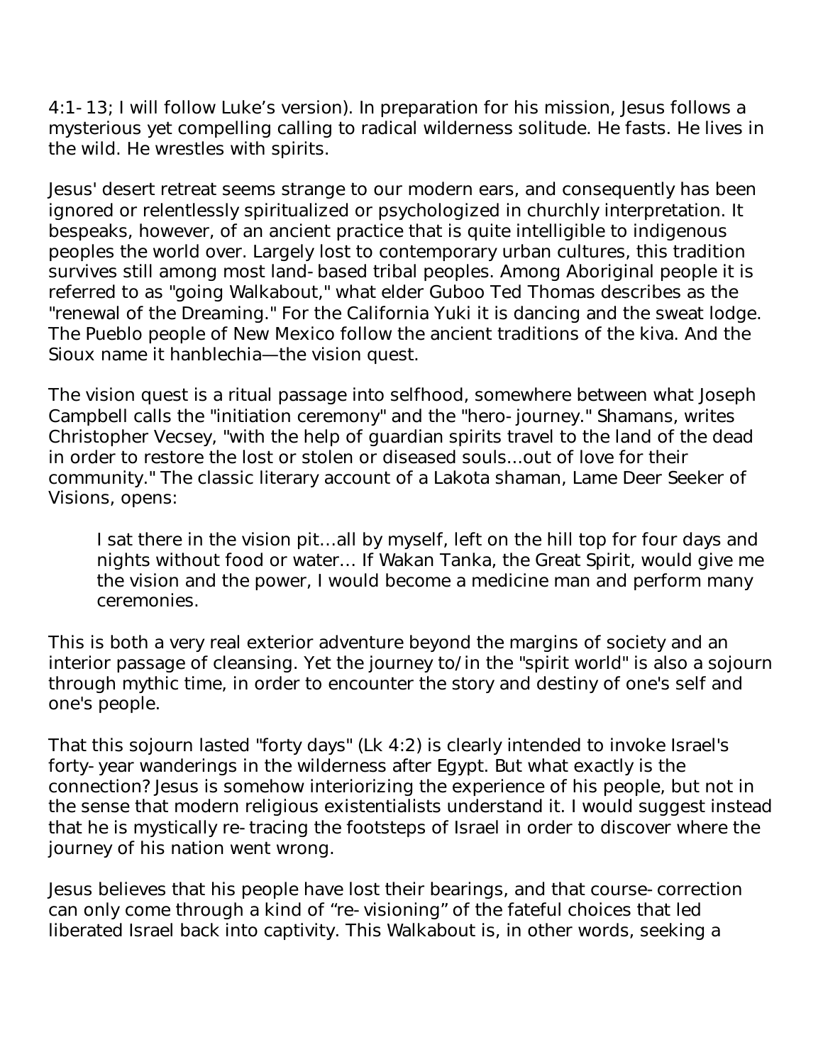4:1-13; I will follow Luke's version). In preparation for his mission, Jesus follows a mysterious yet compelling calling to radical wilderness solitude. He fasts. He lives in the wild. He wrestles with spirits.

Jesus' desert retreat seems strange to our modern ears, and consequently has been ignored or relentlessly spiritualized or psychologized in churchly interpretation. It bespeaks, however, of an ancient practice that is quite intelligible to indigenous peoples the world over. Largely lost to contemporary urban cultures, this tradition survives still among most land-based tribal peoples. Among Aboriginal people it is referred to as "going Walkabout," what elder Guboo Ted Thomas describes as the "renewal of the Dreaming." For the California Yuki it is dancing and the sweat lodge. The Pueblo people of New Mexico follow the ancient traditions of the kiva. And the Sioux name it hanblechia—the vision quest.

The vision quest is a ritual passage into selfhood, somewhere between what Joseph Campbell calls the "initiation ceremony" and the "hero-journey." Shamans, writes Christopher Vecsey, "with the help of guardian spirits travel to the land of the dead in order to restore the lost or stolen or diseased souls...out of love for their community." The classic literary account of a Lakota shaman, Lame Deer Seeker of Visions, opens:

> I sat there in the vision pit…all by myself, left on the hill top for four days and nights without food or water… If Wakan Tanka, the Great Spirit, would give me the vision and the power, I would become a medicine man and perform many ceremonies.

This is both a very real exterior adventure beyond the margins of society and an interior passage of cleansing. Yet the journey to/in the "spirit world" is also a sojourn through mythic time, in order to encounter the story and destiny of one's self and one's people.

That this sojourn lasted "forty days" (Lk 4:2) is clearly intended to invoke Israel's forty-year wanderings in the wilderness after Egypt. But what exactly is the connection? Jesus is somehow interiorizing the experience of his people, but not in the sense that modern religious existentialists understand it. I would suggest instead that he is mystically re-tracing the footsteps of Israel in order to discover where the journey of his nation went wrong.

Jesus believes that his people have lost their bearings, and that course-correction can only come through a kind of "re-visioning" of the fateful choices that led liberated Israel back into captivity. This Walkabout is, in other words, seeking a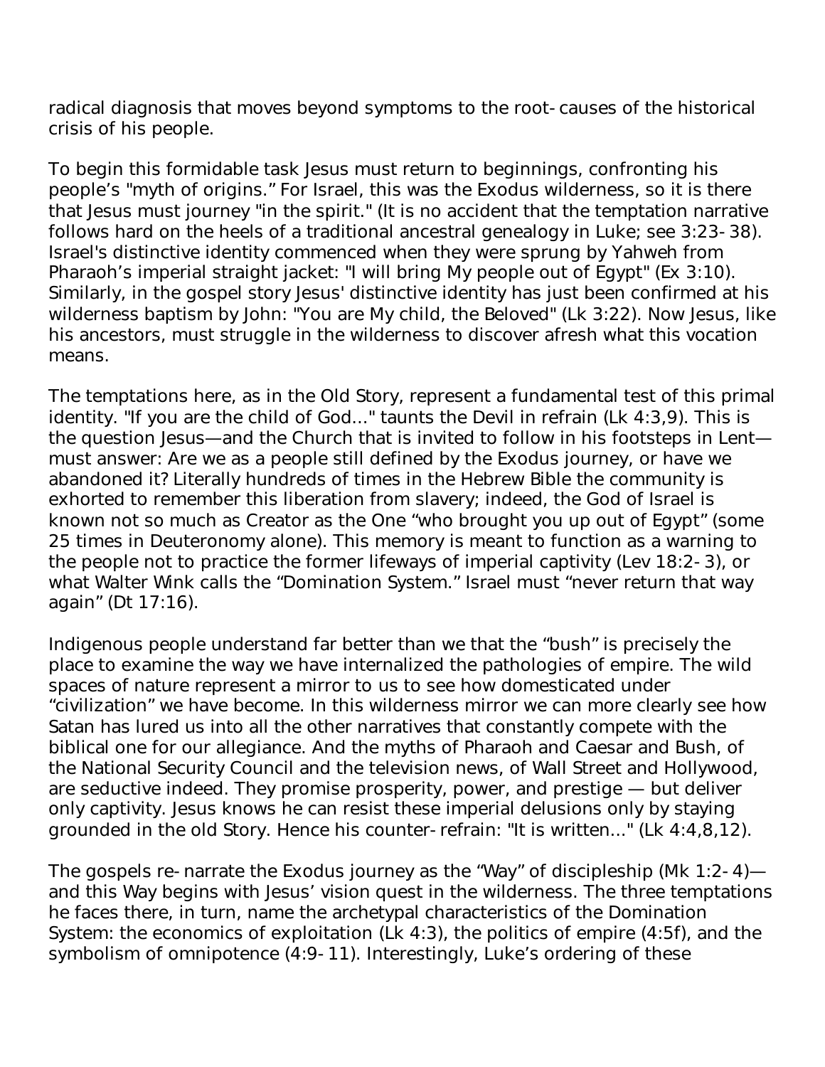radical diagnosis that moves beyond symptoms to the root-causes of the historical crisis of his people.

To begin this formidable task Jesus must return to beginnings, confronting his people's "myth of origins." For Israel, this was the Exodus wilderness, so it is there that Jesus must journey "in the spirit." (It is no accident that the temptation narrative follows hard on the heels of a traditional ancestral genealogy in Luke; see 3:23-38). Israel's distinctive identity commenced when they were sprung by Yahweh from Pharaoh's imperial straight jacket: "I will bring My people out of Egypt" (Ex 3:10). Similarly, in the gospel story Jesus' distinctive identity has just been confirmed at his wilderness baptism by John: "You are My child, the Beloved" (Lk 3:22). Now Jesus, like his ancestors, must struggle in the wilderness to discover afresh what this vocation means.

The temptations here, as in the Old Story, represent a fundamental test of this primal identity. "If you are the child of God..." taunts the Devil in refrain (Lk 4:3,9). This is the question Jesus—and the Church that is invited to follow in his footsteps in Lent—must answer: Are we as a people still defined by the Exodus journey, or have we abandoned it? Literally hundreds of times in the Hebrew Bible the community is exhorted to remember this liberation from slavery; indeed, the God of Israel is known not so much as Creator as the One "who brought you up out of Egypt" (some 25 times in Deuteronomy alone). This memory is meant to function as a warning to the people not to practice the former lifeways of imperial captivity (Lev 18:2-3), or what Walter Wink calls the "Domination System." Israel must "never return that way again" (Dt 17:16).

Indigenous people understand far better than we that the "bush" is precisely the place to examine the way we have internalized the pathologies of empire. The wild spaces of nature represent a mirror to us to see how domesticated under "civilization" we have become. In this wilderness mirror we can more clearly see how Satan has lured us into all the other narratives that constantly compete with the biblical one for our allegiance. And the myths of Pharaoh and Caesar and Bush, of the National Security Council and the television news, of Wall Street and Hollywood, are seductive indeed. They promise prosperity, power, and prestige — but deliver only captivity. Jesus knows he can resist these imperial delusions only by staying grounded in the old Story. Hence his counter-refrain: "It is written..." (Lk 4:4,8,12).

The gospels re-narrate the Exodus journey as the "Way" of discipleship (Mk 1:2-4)—and this Way begins with Jesus' vision quest in the wilderness. The three temptations he faces there, in turn, name the archetypal characteristics of the Domination System: the economics of exploitation (Lk 4:3), the politics of empire (4:5f), and the symbolism of omnipotence (4:9-11). Interestingly, Luke's ordering of these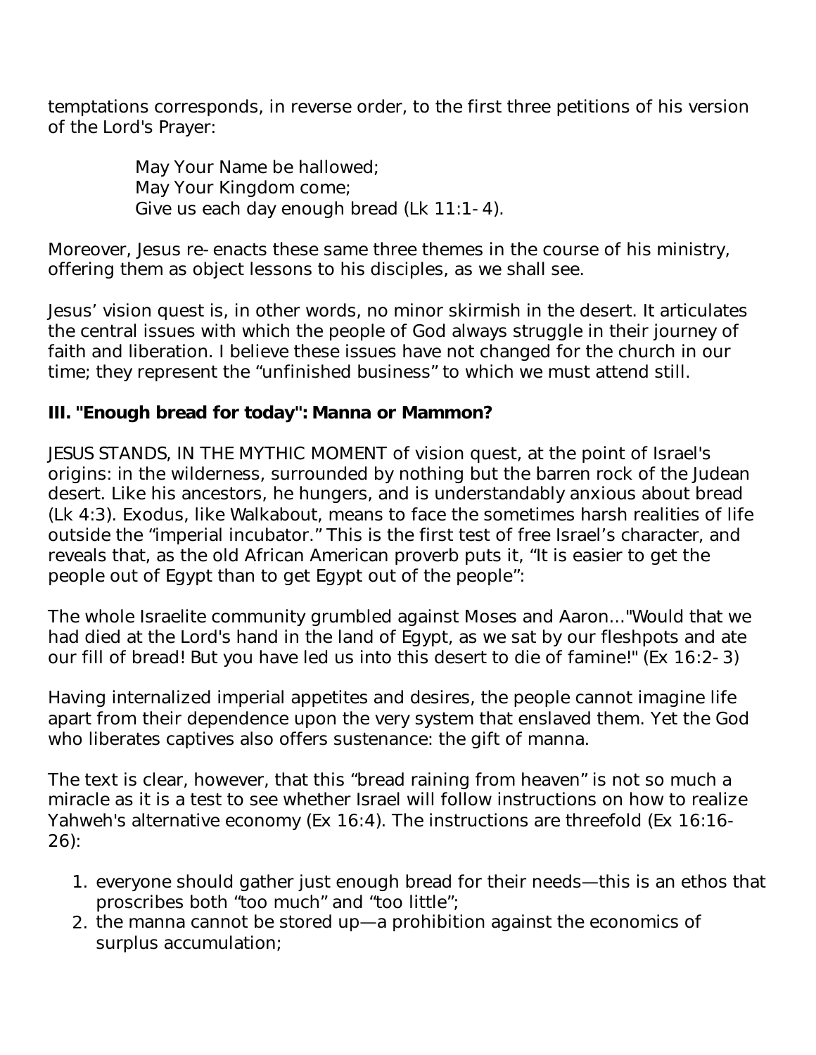temptations corresponds, in reverse order, to the first three petitions of his version of the Lord's Prayer:

> May Your Name be hallowed;
> May Your Kingdom come;
> Give us each day enough bread (Lk 11:1-4).

Moreover, Jesus re-enacts these same three themes in the course of his ministry, offering them as object lessons to his disciples, as we shall see.

Jesus' vision quest is, in other words, no minor skirmish in the desert. It articulates the central issues with which the people of God always struggle in their journey of faith and liberation. I believe these issues have not changed for the church in our time; they represent the "unfinished business" to which we must attend still.

### III. "Enough bread for today": Manna or Mammon?

JESUS STANDS, IN THE MYTHIC MOMENT of vision quest, at the point of Israel's origins: in the wilderness, surrounded by nothing but the barren rock of the Judean desert. Like his ancestors, he hungers, and is understandably anxious about bread (Lk 4:3). Exodus, like Walkabout, means to face the sometimes harsh realities of life outside the "imperial incubator." This is the first test of free Israel's character, and reveals that, as the old African American proverb puts it, "It is easier to get the people out of Egypt than to get Egypt out of the people":

The whole Israelite community grumbled against Moses and Aaron..."Would that we had died at the Lord's hand in the land of Egypt, as we sat by our fleshpots and ate our fill of bread! But you have led us into this desert to die of famine!" (Ex 16:2-3)

Having internalized imperial appetites and desires, the people cannot imagine life apart from their dependence upon the very system that enslaved them. Yet the God who liberates captives also offers sustenance: the gift of manna.

The text is clear, however, that this "bread raining from heaven" is not so much a miracle as it is a test to see whether Israel will follow instructions on how to realize Yahweh's alternative economy (Ex 16:4). The instructions are threefold (Ex 16:16-26):

1. everyone should gather just enough bread for their needs—this is an ethos that proscribes both "too much" and "too little";
2. the manna cannot be stored up—a prohibition against the economics of surplus accumulation;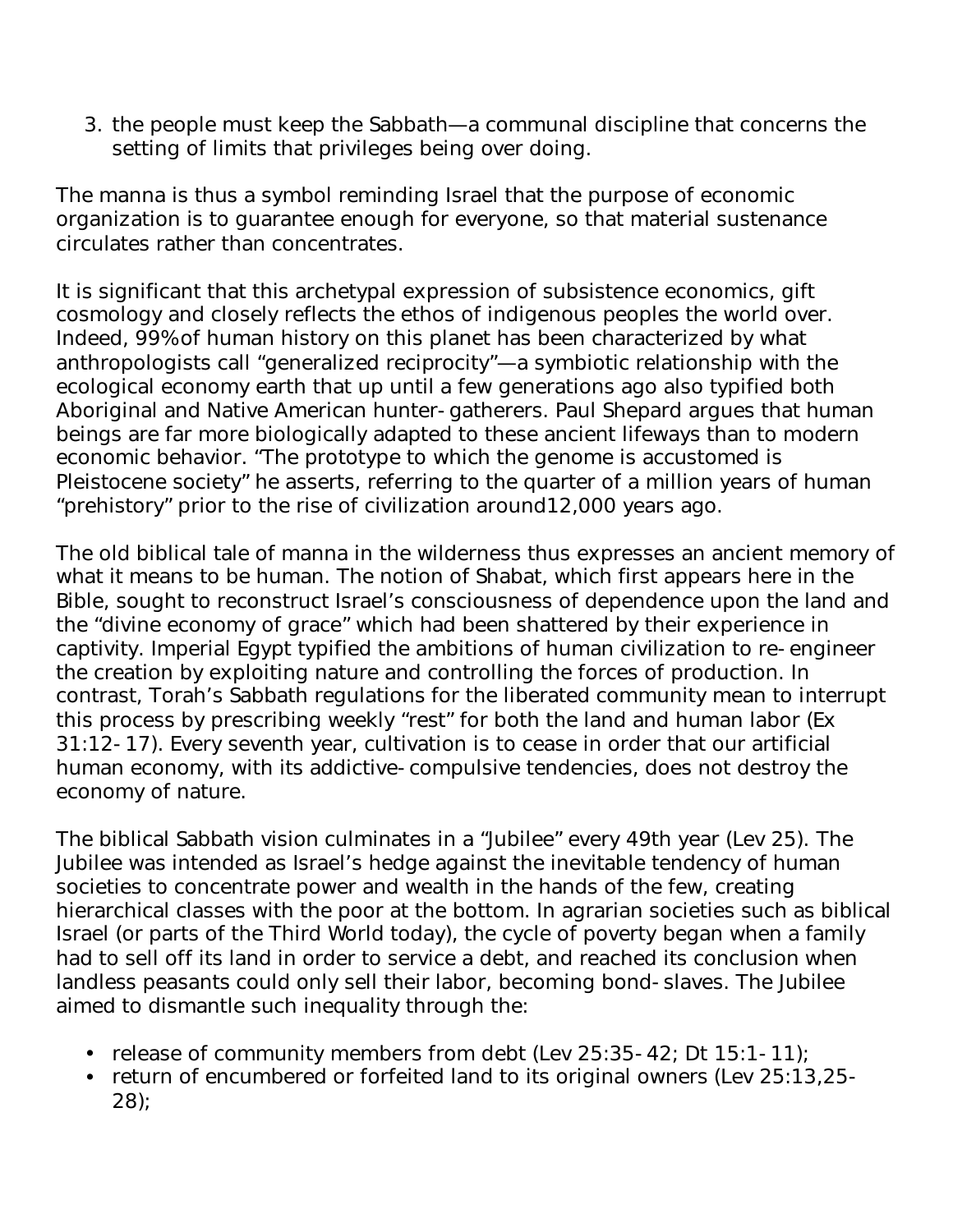3. the people must keep the Sabbath—a communal discipline that concerns the setting of limits that privileges being over doing.

The manna is thus a symbol reminding Israel that the purpose of economic organization is to guarantee enough for everyone, so that material sustenance circulates rather than concentrates.

It is significant that this archetypal expression of subsistence economics, gift cosmology and closely reflects the ethos of indigenous peoples the world over. Indeed, 99% of human history on this planet has been characterized by what anthropologists call "generalized reciprocity"—a symbiotic relationship with the ecological economy earth that up until a few generations ago also typified both Aboriginal and Native American hunter-gatherers. Paul Shepard argues that human beings are far more biologically adapted to these ancient lifeways than to modern economic behavior. "The prototype to which the genome is accustomed is Pleistocene society" he asserts, referring to the quarter of a million years of human "prehistory" prior to the rise of civilization around12,000 years ago.

The old biblical tale of manna in the wilderness thus expresses an ancient memory of what it means to be human. The notion of Shabat, which first appears here in the Bible, sought to reconstruct Israel's consciousness of dependence upon the land and the "divine economy of grace" which had been shattered by their experience in captivity. Imperial Egypt typified the ambitions of human civilization to re-engineer the creation by exploiting nature and controlling the forces of production. In contrast, Torah's Sabbath regulations for the liberated community mean to interrupt this process by prescribing weekly "rest" for both the land and human labor (Ex 31:12-17). Every seventh year, cultivation is to cease in order that our artificial human economy, with its addictive-compulsive tendencies, does not destroy the economy of nature.

The biblical Sabbath vision culminates in a "Jubilee" every 49th year (Lev 25). The Jubilee was intended as Israel's hedge against the inevitable tendency of human societies to concentrate power and wealth in the hands of the few, creating hierarchical classes with the poor at the bottom. In agrarian societies such as biblical Israel (or parts of the Third World today), the cycle of poverty began when a family had to sell off its land in order to service a debt, and reached its conclusion when landless peasants could only sell their labor, becoming bond-slaves. The Jubilee aimed to dismantle such inequality through the:

- release of community members from debt (Lev 25:35-42; Dt 15:1-11);
- return of encumbered or forfeited land to its original owners (Lev 25:13,25-28);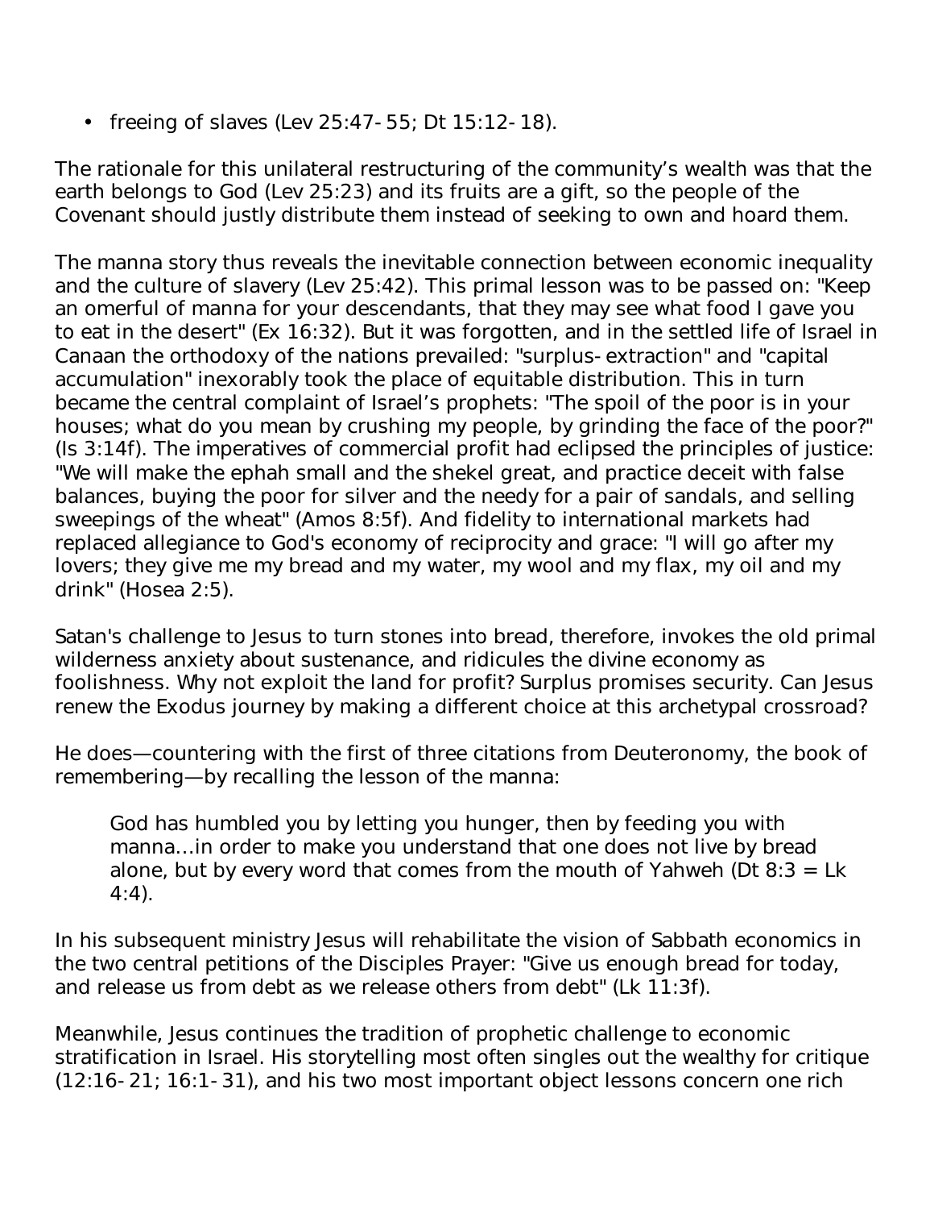- freeing of slaves (Lev 25:47-55; Dt 15:12-18).

The rationale for this unilateral restructuring of the community's wealth was that the earth belongs to God (Lev 25:23) and its fruits are a gift, so the people of the Covenant should justly distribute them instead of seeking to own and hoard them.

The manna story thus reveals the inevitable connection between economic inequality and the culture of slavery (Lev 25:42). This primal lesson was to be passed on: "Keep an omerful of manna for your descendants, that they may see what food I gave you to eat in the desert" (Ex 16:32). But it was forgotten, and in the settled life of Israel in Canaan the orthodoxy of the nations prevailed: "surplus-extraction" and "capital accumulation" inexorably took the place of equitable distribution. This in turn became the central complaint of Israel's prophets: "The spoil of the poor is in your houses; what do you mean by crushing my people, by grinding the face of the poor?" (Is 3:14f). The imperatives of commercial profit had eclipsed the principles of justice: "We will make the ephah small and the shekel great, and practice deceit with false balances, buying the poor for silver and the needy for a pair of sandals, and selling sweepings of the wheat" (Amos 8:5f). And fidelity to international markets had replaced allegiance to God's economy of reciprocity and grace: "I will go after my lovers; they give me my bread and my water, my wool and my flax, my oil and my drink" (Hosea 2:5).

Satan's challenge to Jesus to turn stones into bread, therefore, invokes the old primal wilderness anxiety about sustenance, and ridicules the divine economy as foolishness. Why not exploit the land for profit? Surplus promises security. Can Jesus renew the Exodus journey by making a different choice at this archetypal crossroad?

He does—countering with the first of three citations from Deuteronomy, the book of remembering—by recalling the lesson of the manna:

> God has humbled you by letting you hunger, then by feeding you with manna...in order to make you understand that one does not live by bread alone, but by every word that comes from the mouth of Yahweh (Dt 8:3 = Lk 4:4).

In his subsequent ministry Jesus will rehabilitate the vision of Sabbath economics in the two central petitions of the Disciples Prayer: "Give us enough bread for today, and release us from debt as we release others from debt" (Lk 11:3f).

Meanwhile, Jesus continues the tradition of prophetic challenge to economic stratification in Israel. His storytelling most often singles out the wealthy for critique (12:16-21; 16:1-31), and his two most important object lessons concern one rich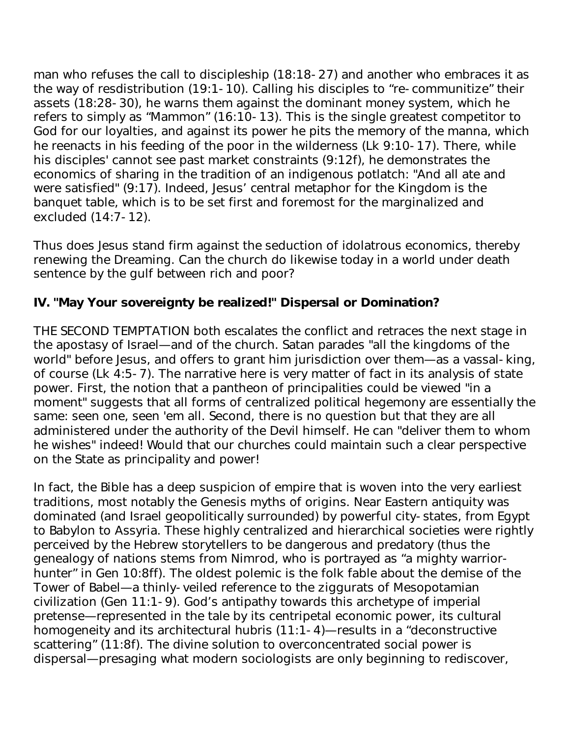man who refuses the call to discipleship (18:18-27) and another who embraces it as the way of resdistribution (19:1-10). Calling his disciples to "re-communitize" their assets (18:28-30), he warns them against the dominant money system, which he refers to simply as "Mammon" (16:10-13). This is the single greatest competitor to God for our loyalties, and against its power he pits the memory of the manna, which he reenacts in his feeding of the poor in the wilderness (Lk 9:10-17). There, while his disciples' cannot see past market constraints (9:12f), he demonstrates the economics of sharing in the tradition of an indigenous potlatch: "And all ate and were satisfied" (9:17). Indeed, Jesus' central metaphor for the Kingdom is the banquet table, which is to be set first and foremost for the marginalized and excluded (14:7-12).

Thus does Jesus stand firm against the seduction of idolatrous economics, thereby renewing the Dreaming. Can the church do likewise today in a world under death sentence by the gulf between rich and poor?

### IV. "May Your sovereignty be realized!" Dispersal or Domination?

THE SECOND TEMPTATION both escalates the conflict and retraces the next stage in the apostasy of Israel—and of the church. Satan parades "all the kingdoms of the world" before Jesus, and offers to grant him jurisdiction over them—as a vassal-king, of course (Lk 4:5-7). The narrative here is very matter of fact in its analysis of state power. First, the notion that a pantheon of principalities could be viewed "in a moment" suggests that all forms of centralized political hegemony are essentially the same: seen one, seen 'em all. Second, there is no question but that they are all administered under the authority of the Devil himself. He can "deliver them to whom he wishes" indeed! Would that our churches could maintain such a clear perspective on the State as principality and power!

In fact, the Bible has a deep suspicion of empire that is woven into the very earliest traditions, most notably the Genesis myths of origins. Near Eastern antiquity was dominated (and Israel geopolitically surrounded) by powerful city-states, from Egypt to Babylon to Assyria. These highly centralized and hierarchical societies were rightly perceived by the Hebrew storytellers to be dangerous and predatory (thus the genealogy of nations stems from Nimrod, who is portrayed as "a mighty warrior-hunter" in Gen 10:8ff). The oldest polemic is the folk fable about the demise of the Tower of Babel—a thinly-veiled reference to the ziggurats of Mesopotamian civilization (Gen 11:1-9). God's antipathy towards this archetype of imperial pretense—represented in the tale by its centripetal economic power, its cultural homogeneity and its architectural hubris (11:1-4)—results in a "deconstructive scattering" (11:8f). The divine solution to overconcentrated social power is dispersal—presaging what modern sociologists are only beginning to rediscover,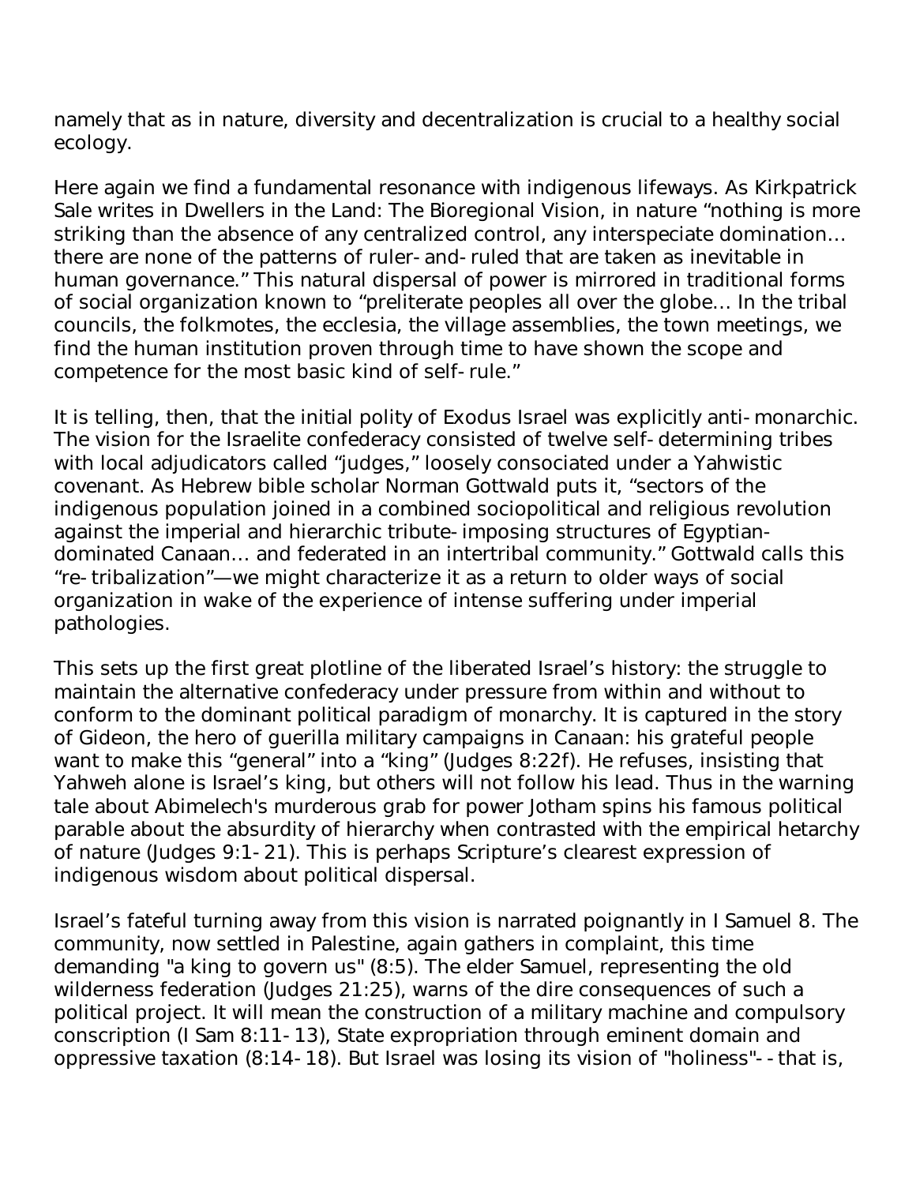namely that as in nature, diversity and decentralization is crucial to a healthy social ecology.

Here again we find a fundamental resonance with indigenous lifeways. As Kirkpatrick Sale writes in Dwellers in the Land: The Bioregional Vision, in nature "nothing is more striking than the absence of any centralized control, any interspeciate domination… there are none of the patterns of ruler-and-ruled that are taken as inevitable in human governance." This natural dispersal of power is mirrored in traditional forms of social organization known to "preliterate peoples all over the globe… In the tribal councils, the folkmotes, the ecclesia, the village assemblies, the town meetings, we find the human institution proven through time to have shown the scope and competence for the most basic kind of self-rule."

It is telling, then, that the initial polity of Exodus Israel was explicitly anti-monarchic. The vision for the Israelite confederacy consisted of twelve self-determining tribes with local adjudicators called "judges," loosely consociated under a Yahwistic covenant. As Hebrew bible scholar Norman Gottwald puts it, "sectors of the indigenous population joined in a combined sociopolitical and religious revolution against the imperial and hierarchic tribute-imposing structures of Egyptian-dominated Canaan… and federated in an intertribal community." Gottwald calls this "re-tribalization"—we might characterize it as a return to older ways of social organization in wake of the experience of intense suffering under imperial pathologies.

This sets up the first great plotline of the liberated Israel's history: the struggle to maintain the alternative confederacy under pressure from within and without to conform to the dominant political paradigm of monarchy. It is captured in the story of Gideon, the hero of guerilla military campaigns in Canaan: his grateful people want to make this "general" into a "king" (Judges 8:22f). He refuses, insisting that Yahweh alone is Israel's king, but others will not follow his lead. Thus in the warning tale about Abimelech's murderous grab for power Jotham spins his famous political parable about the absurdity of hierarchy when contrasted with the empirical hetarchy of nature (Judges 9:1-21). This is perhaps Scripture's clearest expression of indigenous wisdom about political dispersal.

Israel's fateful turning away from this vision is narrated poignantly in I Samuel 8. The community, now settled in Palestine, again gathers in complaint, this time demanding "a king to govern us" (8:5). The elder Samuel, representing the old wilderness federation (Judges 21:25), warns of the dire consequences of such a political project. It will mean the construction of a military machine and compulsory conscription (I Sam 8:11-13), State expropriation through eminent domain and oppressive taxation (8:14-18). But Israel was losing its vision of "holiness"--that is,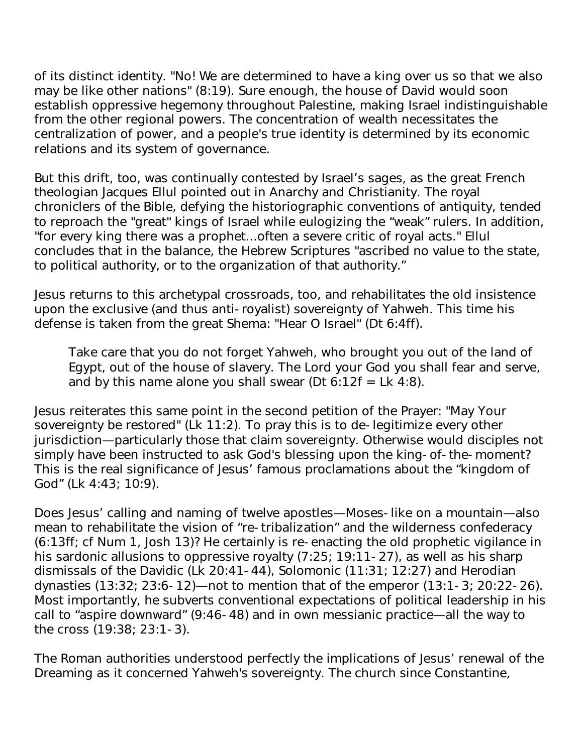of its distinct identity. "No! We are determined to have a king over us so that we also may be like other nations" (8:19). Sure enough, the house of David would soon establish oppressive hegemony throughout Palestine, making Israel indistinguishable from the other regional powers. The concentration of wealth necessitates the centralization of power, and a people's true identity is determined by its economic relations and its system of governance.

But this drift, too, was continually contested by Israel's sages, as the great French theologian Jacques Ellul pointed out in Anarchy and Christianity. The royal chroniclers of the Bible, defying the historiographic conventions of antiquity, tended to reproach the "great" kings of Israel while eulogizing the "weak" rulers. In addition, "for every king there was a prophet...often a severe critic of royal acts." Ellul concludes that in the balance, the Hebrew Scriptures "ascribed no value to the state, to political authority, or to the organization of that authority."

Jesus returns to this archetypal crossroads, too, and rehabilitates the old insistence upon the exclusive (and thus anti-royalist) sovereignty of Yahweh. This time his defense is taken from the great Shema: "Hear O Israel" (Dt 6:4ff).

> Take care that you do not forget Yahweh, who brought you out of the land of Egypt, out of the house of slavery. The Lord your God you shall fear and serve, and by this name alone you shall swear (Dt 6:12f = Lk 4:8).

Jesus reiterates this same point in the second petition of the Prayer: "May Your sovereignty be restored" (Lk 11:2). To pray this is to de-legitimize every other jurisdiction—particularly those that claim sovereignty. Otherwise would disciples not simply have been instructed to ask God's blessing upon the king-of-the-moment? This is the real significance of Jesus' famous proclamations about the "kingdom of God" (Lk 4:43; 10:9).

Does Jesus' calling and naming of twelve apostles—Moses-like on a mountain—also mean to rehabilitate the vision of "re-tribalization" and the wilderness confederacy (6:13ff; cf Num 1, Josh 13)? He certainly is re-enacting the old prophetic vigilance in his sardonic allusions to oppressive royalty (7:25; 19:11-27), as well as his sharp dismissals of the Davidic (Lk 20:41-44), Solomonic (11:31; 12:27) and Herodian dynasties (13:32; 23:6-12)—not to mention that of the emperor (13:1-3; 20:22-26). Most importantly, he subverts conventional expectations of political leadership in his call to "aspire downward" (9:46-48) and in own messianic practice—all the way to the cross (19:38; 23:1-3).

The Roman authorities understood perfectly the implications of Jesus' renewal of the Dreaming as it concerned Yahweh's sovereignty. The church since Constantine,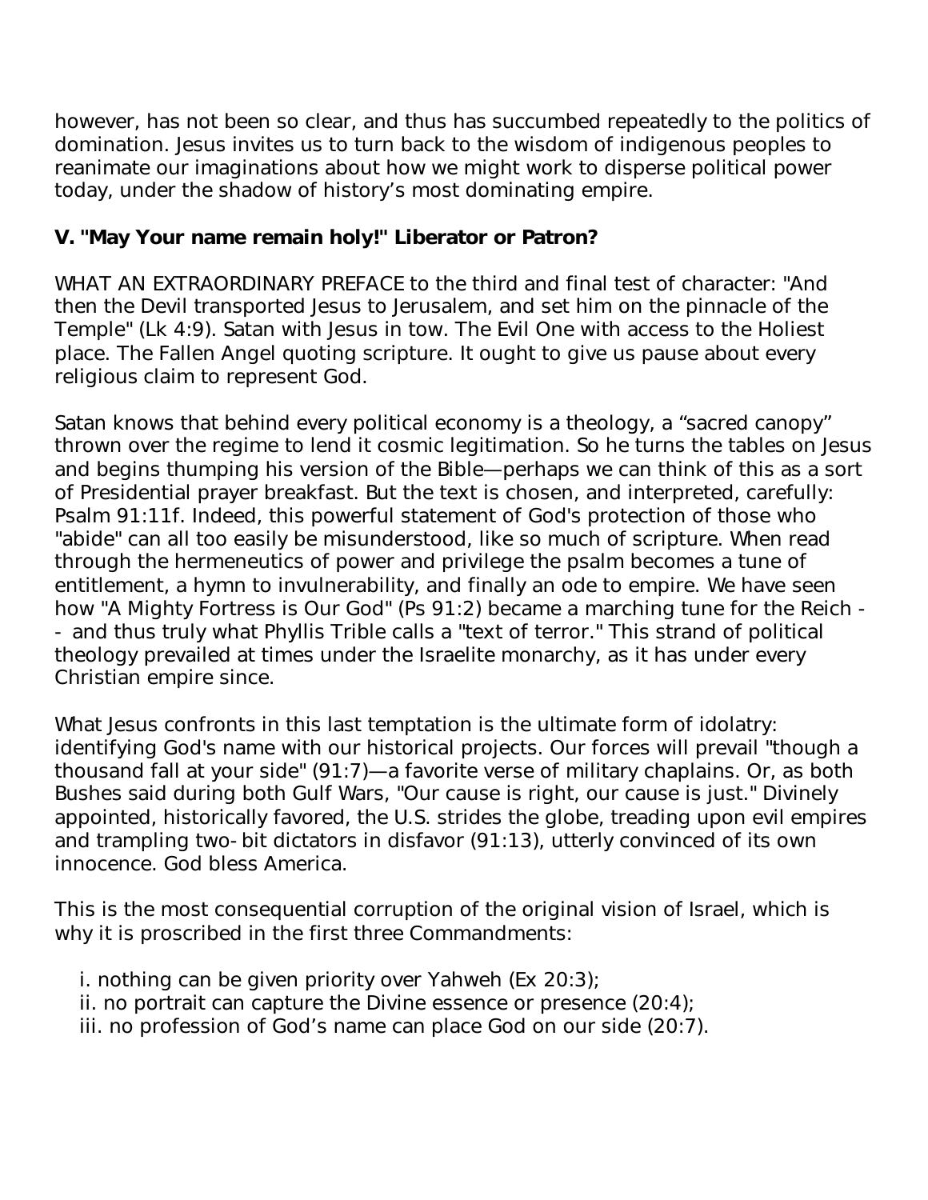however, has not been so clear, and thus has succumbed repeatedly to the politics of domination. Jesus invites us to turn back to the wisdom of indigenous peoples to reanimate our imaginations about how we might work to disperse political power today, under the shadow of history's most dominating empire.

### V. "May Your name remain holy!" Liberator or Patron?

WHAT AN EXTRAORDINARY PREFACE to the third and final test of character: "And then the Devil transported Jesus to Jerusalem, and set him on the pinnacle of the Temple" (Lk 4:9). Satan with Jesus in tow. The Evil One with access to the Holiest place. The Fallen Angel quoting scripture. It ought to give us pause about every religious claim to represent God.

Satan knows that behind every political economy is a theology, a "sacred canopy" thrown over the regime to lend it cosmic legitimation. So he turns the tables on Jesus and begins thumping his version of the Bible—perhaps we can think of this as a sort of Presidential prayer breakfast. But the text is chosen, and interpreted, carefully: Psalm 91:11f. Indeed, this powerful statement of God's protection of those who "abide" can all too easily be misunderstood, like so much of scripture. When read through the hermeneutics of power and privilege the psalm becomes a tune of entitlement, a hymn to invulnerability, and finally an ode to empire. We have seen how "A Mighty Fortress is Our God" (Ps 91:2) became a marching tune for the Reich -- and thus truly what Phyllis Trible calls a "text of terror." This strand of political theology prevailed at times under the Israelite monarchy, as it has under every Christian empire since.

What Jesus confronts in this last temptation is the ultimate form of idolatry: identifying God's name with our historical projects. Our forces will prevail "though a thousand fall at your side" (91:7)—a favorite verse of military chaplains. Or, as both Bushes said during both Gulf Wars, "Our cause is right, our cause is just." Divinely appointed, historically favored, the U.S. strides the globe, treading upon evil empires and trampling two-bit dictators in disfavor (91:13), utterly convinced of its own innocence. God bless America.

This is the most consequential corruption of the original vision of Israel, which is why it is proscribed in the first three Commandments:

- i. nothing can be given priority over Yahweh (Ex 20:3);
- ii. no portrait can capture the Divine essence or presence (20:4);
- iii. no profession of God's name can place God on our side (20:7).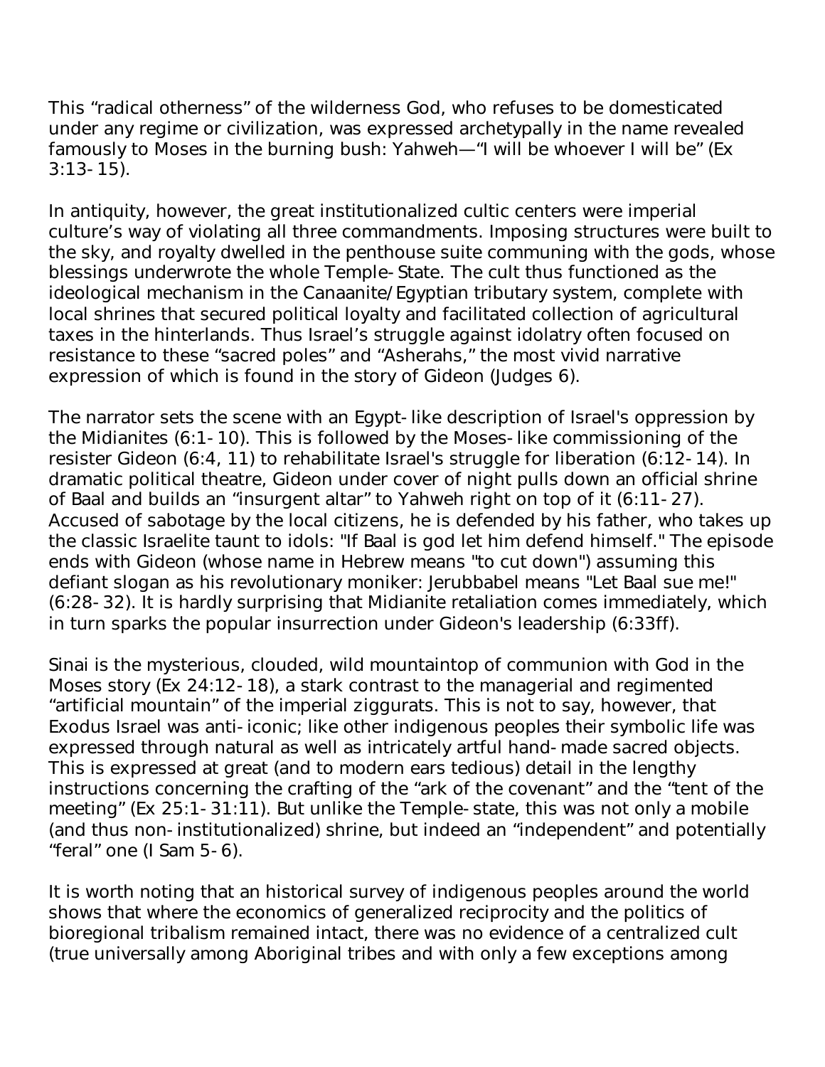This “radical otherness” of the wilderness God, who refuses to be domesticated under any regime or civilization, was expressed archetypally in the name revealed famously to Moses in the burning bush: Yahweh—“I will be whoever I will be” (Ex 3:13-15).

In antiquity, however, the great institutionalized cultic centers were imperial culture’s way of violating all three commandments. Imposing structures were built to the sky, and royalty dwelled in the penthouse suite communing with the gods, whose blessings underwrote the whole Temple-State. The cult thus functioned as the ideological mechanism in the Canaanite/Egyptian tributary system, complete with local shrines that secured political loyalty and facilitated collection of agricultural taxes in the hinterlands. Thus Israel’s struggle against idolatry often focused on resistance to these “sacred poles” and “Asherahs,” the most vivid narrative expression of which is found in the story of Gideon (Judges 6).

The narrator sets the scene with an Egypt-like description of Israel's oppression by the Midianites (6:1-10). This is followed by the Moses-like commissioning of the resister Gideon (6:4, 11) to rehabilitate Israel's struggle for liberation (6:12-14). In dramatic political theatre, Gideon under cover of night pulls down an official shrine of Baal and builds an “insurgent altar” to Yahweh right on top of it (6:11-27). Accused of sabotage by the local citizens, he is defended by his father, who takes up the classic Israelite taunt to idols: "If Baal is god let him defend himself." The episode ends with Gideon (whose name in Hebrew means "to cut down") assuming this defiant slogan as his revolutionary moniker: Jerubbabel means "Let Baal sue me!" (6:28-32). It is hardly surprising that Midianite retaliation comes immediately, which in turn sparks the popular insurrection under Gideon's leadership (6:33ff).

Sinai is the mysterious, clouded, wild mountaintop of communion with God in the Moses story (Ex 24:12-18), a stark contrast to the managerial and regimented “artificial mountain” of the imperial ziggurats. This is not to say, however, that Exodus Israel was anti-iconic; like other indigenous peoples their symbolic life was expressed through natural as well as intricately artful hand-made sacred objects. This is expressed at great (and to modern ears tedious) detail in the lengthy instructions concerning the crafting of the “ark of the covenant” and the “tent of the meeting” (Ex 25:1-31:11). But unlike the Temple-state, this was not only a mobile (and thus non-institutionalized) shrine, but indeed an “independent” and potentially “feral” one (I Sam 5-6).

It is worth noting that an historical survey of indigenous peoples around the world shows that where the economics of generalized reciprocity and the politics of bioregional tribalism remained intact, there was no evidence of a centralized cult (true universally among Aboriginal tribes and with only a few exceptions among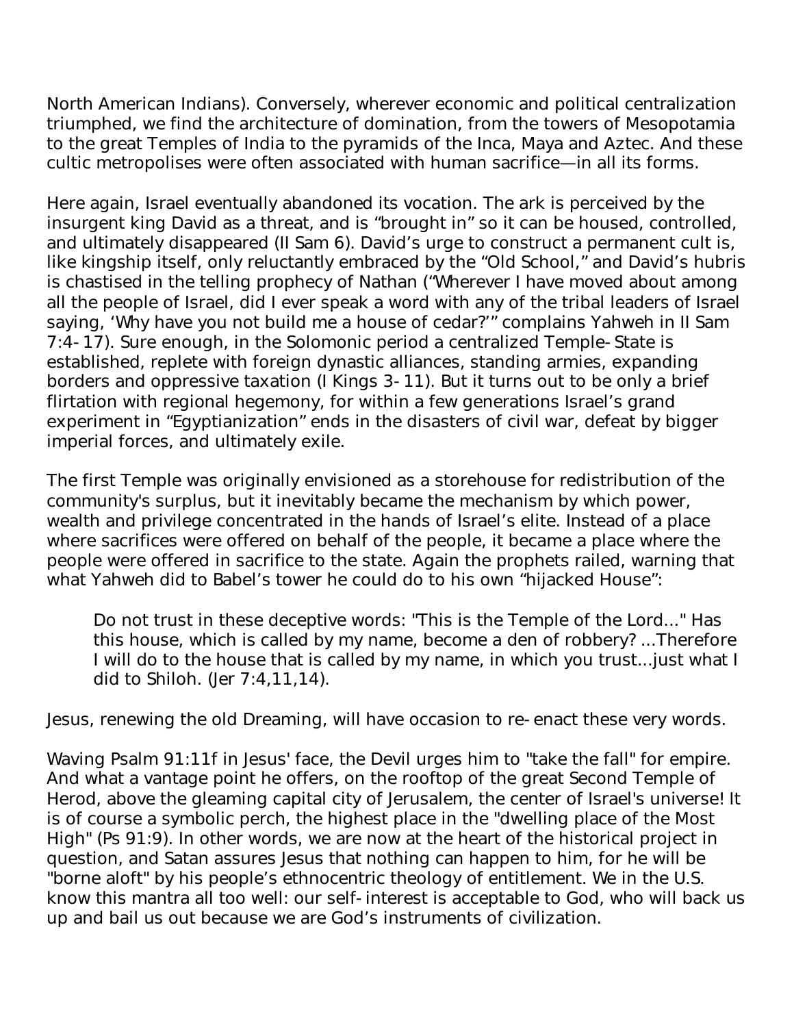North American Indians). Conversely, wherever economic and political centralization triumphed, we find the architecture of domination, from the towers of Mesopotamia to the great Temples of India to the pyramids of the Inca, Maya and Aztec. And these cultic metropolises were often associated with human sacrifice—in all its forms.

Here again, Israel eventually abandoned its vocation. The ark is perceived by the insurgent king David as a threat, and is "brought in" so it can be housed, controlled, and ultimately disappeared (II Sam 6). David's urge to construct a permanent cult is, like kingship itself, only reluctantly embraced by the "Old School," and David's hubris is chastised in the telling prophecy of Nathan ("Wherever I have moved about among all the people of Israel, did I ever speak a word with any of the tribal leaders of Israel saying, 'Why have you not build me a house of cedar?'" complains Yahweh in II Sam 7:4-17). Sure enough, in the Solomonic period a centralized Temple-State is established, replete with foreign dynastic alliances, standing armies, expanding borders and oppressive taxation (I Kings 3-11). But it turns out to be only a brief flirtation with regional hegemony, for within a few generations Israel's grand experiment in "Egyptianization" ends in the disasters of civil war, defeat by bigger imperial forces, and ultimately exile.

The first Temple was originally envisioned as a storehouse for redistribution of the community's surplus, but it inevitably became the mechanism by which power, wealth and privilege concentrated in the hands of Israel's elite. Instead of a place where sacrifices were offered on behalf of the people, it became a place where the people were offered in sacrifice to the state. Again the prophets railed, warning that what Yahweh did to Babel's tower he could do to his own "hijacked House":

> Do not trust in these deceptive words: "This is the Temple of the Lord..." Has this house, which is called by my name, become a den of robbery? ...Therefore I will do to the house that is called by my name, in which you trust...just what I did to Shiloh. (Jer 7:4,11,14).

Jesus, renewing the old Dreaming, will have occasion to re-enact these very words.

Waving Psalm 91:11f in Jesus' face, the Devil urges him to "take the fall" for empire. And what a vantage point he offers, on the rooftop of the great Second Temple of Herod, above the gleaming capital city of Jerusalem, the center of Israel's universe! It is of course a symbolic perch, the highest place in the "dwelling place of the Most High" (Ps 91:9). In other words, we are now at the heart of the historical project in question, and Satan assures Jesus that nothing can happen to him, for he will be "borne aloft" by his people's ethnocentric theology of entitlement. We in the U.S. know this mantra all too well: our self-interest is acceptable to God, who will back us up and bail us out because we are God's instruments of civilization.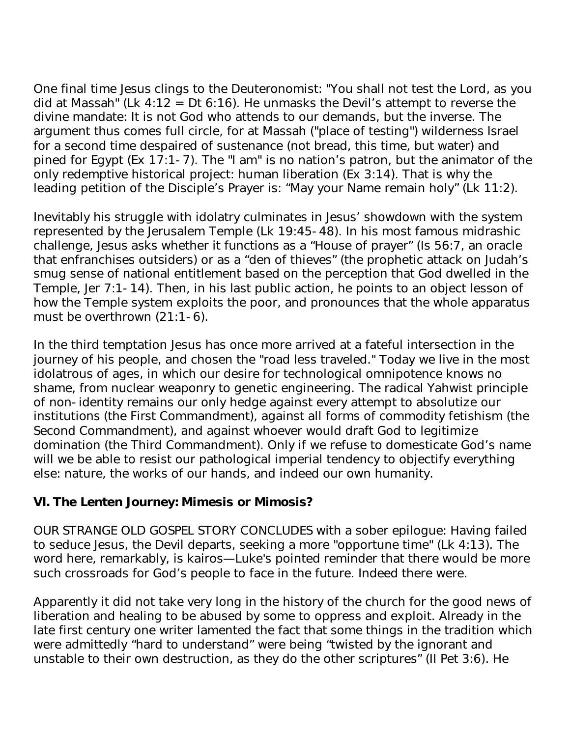One final time Jesus clings to the Deuteronomist: "You shall not test the Lord, as you did at Massah" (Lk 4:12 = Dt 6:16). He unmasks the Devil's attempt to reverse the divine mandate: It is not God who attends to our demands, but the inverse. The argument thus comes full circle, for at Massah ("place of testing") wilderness Israel for a second time despaired of sustenance (not bread, this time, but water) and pined for Egypt (Ex 17:1-7). The "I am" is no nation's patron, but the animator of the only redemptive historical project: human liberation (Ex 3:14). That is why the leading petition of the Disciple's Prayer is: "May your Name remain holy" (Lk 11:2).

Inevitably his struggle with idolatry culminates in Jesus' showdown with the system represented by the Jerusalem Temple (Lk 19:45-48). In his most famous midrashic challenge, Jesus asks whether it functions as a "House of prayer" (Is 56:7, an oracle that enfranchises outsiders) or as a "den of thieves" (the prophetic attack on Judah's smug sense of national entitlement based on the perception that God dwelled in the Temple, Jer 7:1-14). Then, in his last public action, he points to an object lesson of how the Temple system exploits the poor, and pronounces that the whole apparatus must be overthrown (21:1-6).

In the third temptation Jesus has once more arrived at a fateful intersection in the journey of his people, and chosen the "road less traveled." Today we live in the most idolatrous of ages, in which our desire for technological omnipotence knows no shame, from nuclear weaponry to genetic engineering. The radical Yahwist principle of non-identity remains our only hedge against every attempt to absolutize our institutions (the First Commandment), against all forms of commodity fetishism (the Second Commandment), and against whoever would draft God to legitimize domination (the Third Commandment). Only if we refuse to domesticate God's name will we be able to resist our pathological imperial tendency to objectify everything else: nature, the works of our hands, and indeed our own humanity.

## VI. The Lenten Journey: Mimesis or Mimosis?

OUR STRANGE OLD GOSPEL STORY CONCLUDES with a sober epilogue: Having failed to seduce Jesus, the Devil departs, seeking a more "opportune time" (Lk 4:13). The word here, remarkably, is kairos—Luke's pointed reminder that there would be more such crossroads for God's people to face in the future. Indeed there were.

Apparently it did not take very long in the history of the church for the good news of liberation and healing to be abused by some to oppress and exploit. Already in the late first century one writer lamented the fact that some things in the tradition which were admittedly "hard to understand" were being "twisted by the ignorant and unstable to their own destruction, as they do the other scriptures" (II Pet 3:6). He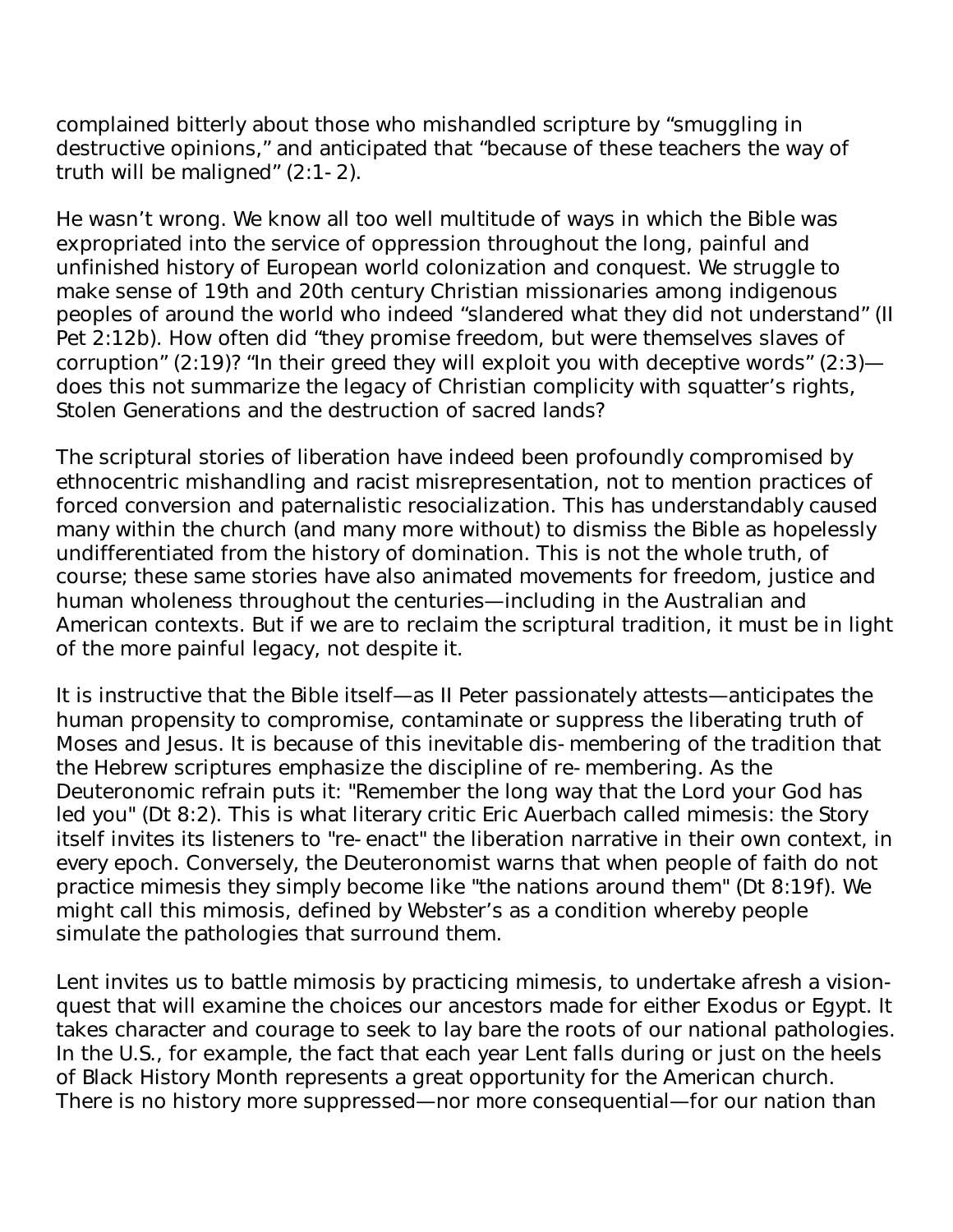complained bitterly about those who mishandled scripture by "smuggling in destructive opinions," and anticipated that "because of these teachers the way of truth will be maligned" (2:1-2).

He wasn't wrong. We know all too well multitude of ways in which the Bible was expropriated into the service of oppression throughout the long, painful and unfinished history of European world colonization and conquest. We struggle to make sense of 19th and 20th century Christian missionaries among indigenous peoples of around the world who indeed "slandered what they did not understand" (II Pet 2:12b). How often did "they promise freedom, but were themselves slaves of corruption" (2:19)? "In their greed they will exploit you with deceptive words" (2:3)—does this not summarize the legacy of Christian complicity with squatter's rights, Stolen Generations and the destruction of sacred lands?

The scriptural stories of liberation have indeed been profoundly compromised by ethnocentric mishandling and racist misrepresentation, not to mention practices of forced conversion and paternalistic resocialization. This has understandably caused many within the church (and many more without) to dismiss the Bible as hopelessly undifferentiated from the history of domination. This is not the whole truth, of course; these same stories have also animated movements for freedom, justice and human wholeness throughout the centuries—including in the Australian and American contexts. But if we are to reclaim the scriptural tradition, it must be in light of the more painful legacy, not despite it.

It is instructive that the Bible itself—as II Peter passionately attests—anticipates the human propensity to compromise, contaminate or suppress the liberating truth of Moses and Jesus. It is because of this inevitable dis-membering of the tradition that the Hebrew scriptures emphasize the discipline of re-membering. As the Deuteronomic refrain puts it: "Remember the long way that the Lord your God has led you" (Dt 8:2). This is what literary critic Eric Auerbach called mimesis: the Story itself invites its listeners to "re-enact" the liberation narrative in their own context, in every epoch. Conversely, the Deuteronomist warns that when people of faith do not practice mimesis they simply become like "the nations around them" (Dt 8:19f). We might call this mimosis, defined by Webster's as a condition whereby people simulate the pathologies that surround them.

Lent invites us to battle mimosis by practicing mimesis, to undertake afresh a vision-quest that will examine the choices our ancestors made for either Exodus or Egypt. It takes character and courage to seek to lay bare the roots of our national pathologies. In the U.S., for example, the fact that each year Lent falls during or just on the heels of Black History Month represents a great opportunity for the American church. There is no history more suppressed—nor more consequential—for our nation than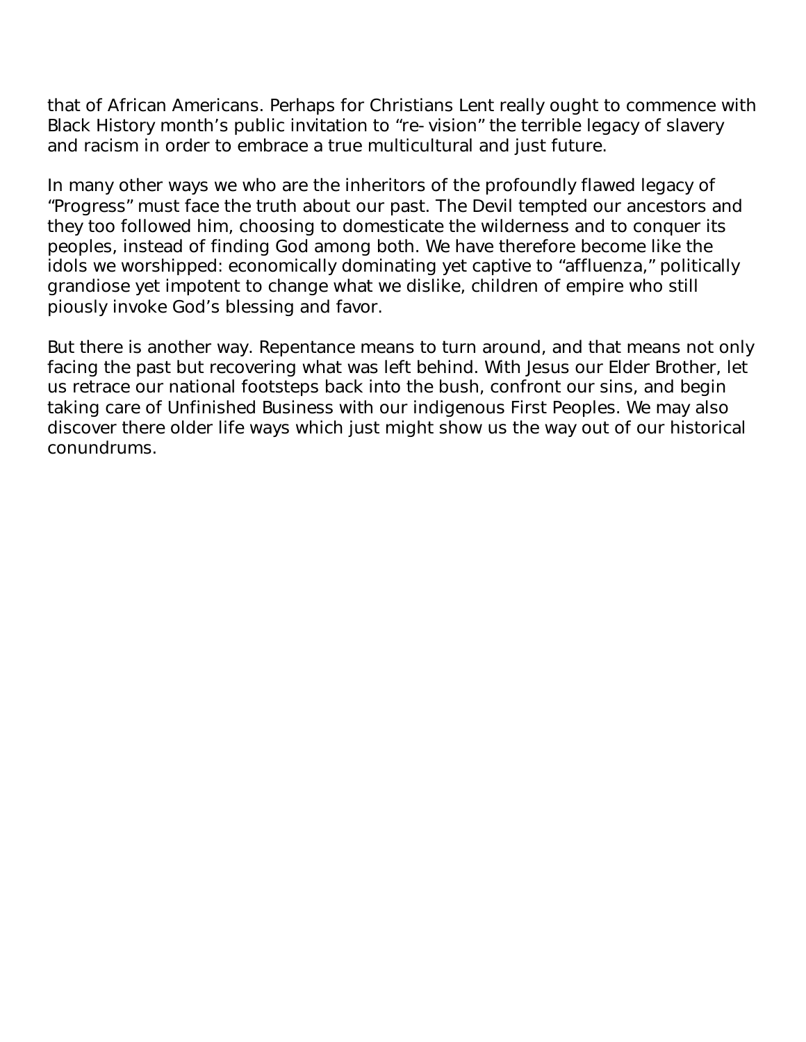that of African Americans. Perhaps for Christians Lent really ought to commence with Black History month's public invitation to "re- vision" the terrible legacy of slavery and racism in order to embrace a true multicultural and just future.

In many other ways we who are the inheritors of the profoundly flawed legacy of "Progress" must face the truth about our past. The Devil tempted our ancestors and they too followed him, choosing to domesticate the wilderness and to conquer its peoples, instead of finding God among both. We have therefore become like the idols we worshipped: economically dominating yet captive to "affluenza," politically grandiose yet impotent to change what we dislike, children of empire who still piously invoke God's blessing and favor.

But there is another way. Repentance means to turn around, and that means not only facing the past but recovering what was left behind. With Jesus our Elder Brother, let us retrace our national footsteps back into the bush, confront our sins, and begin taking care of Unfinished Business with our indigenous First Peoples. We may also discover there older life ways which just might show us the way out of our historical conundrums.